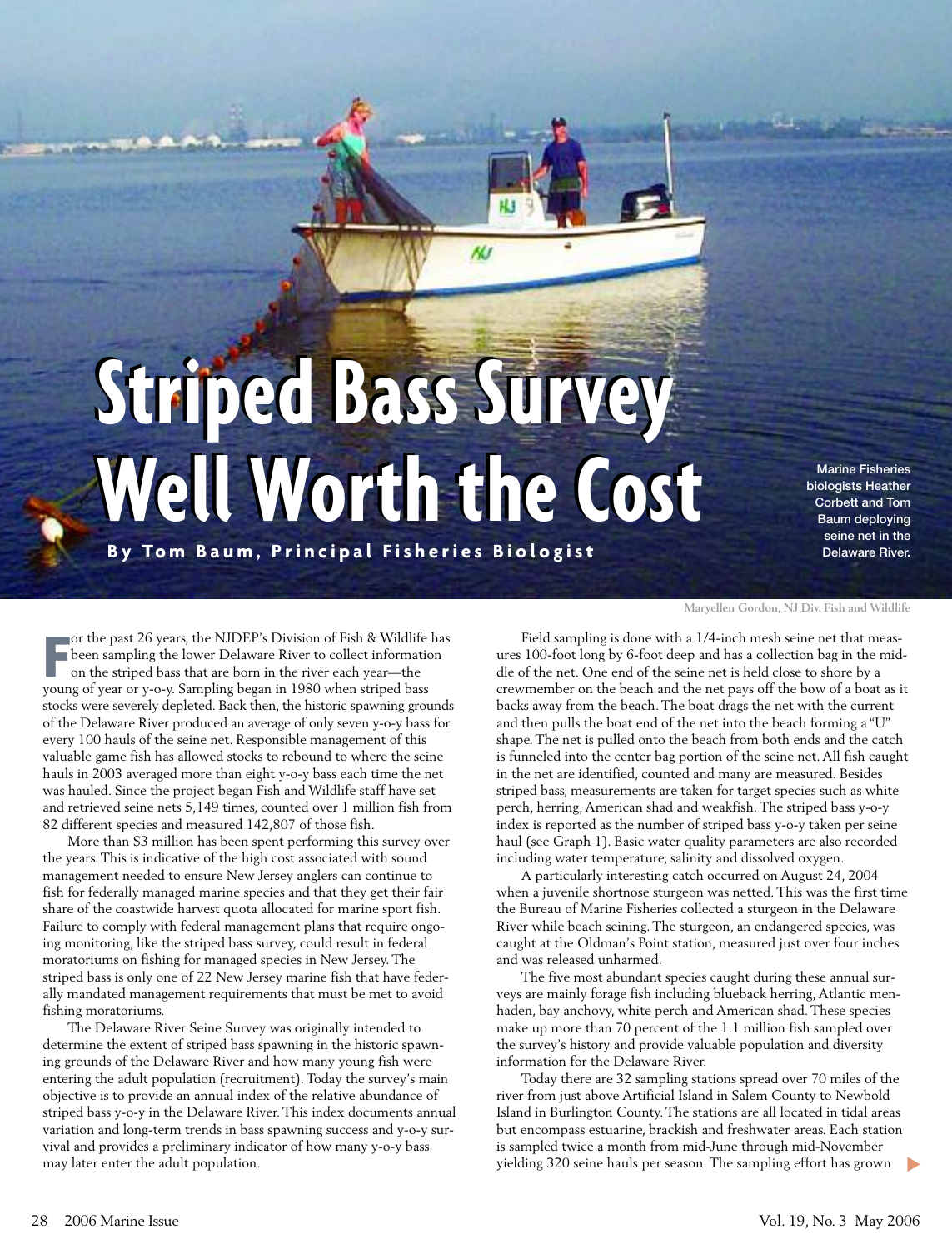# Striped Bass Survey Well Worth the Cost

**By Tom Baum, Principal Fisheries Biologist**

Marine Fisheries biologists Heather Corbett and Tom Baum deploying seine net in the Delaware River.

Maryellen Gordon, NJ Div. Fish and Wildlife

For the past 26 years, the NJDEP's Division of Fish & Wildlife has been sampling the lower Delaware River to collect information on the striped bass that are born in the river each year—the young of year or y-o-y. Sampling began in 1980 when striped bass stocks were severely depleted. Back then, the historic spawning grounds of the Delaware River produced an average of only seven y-o-y bass for every 100 hauls of the seine net. Responsible management of this valuable game fish has allowed stocks to rebound to where the seine hauls in 2003 averaged more than eight y-o-y bass each time the net was hauled. Since the project began Fish and Wildlife staff have set and retrieved seine nets 5,149 times, counted over 1 million fish from 82 different species and measured 142,807 of those fish.

More than $3 million has been spent performing this survey over the years. This is indicative of the high cost associated with sound management needed to ensure New Jersey anglers can continue to fish for federally managed marine species and that they get their fair share of the coastwide harvest quota allocated for marine sport fish. Failure to comply with federal management plans that require ongoing monitoring, like the striped bass survey, could result in federal moratoriums on fishing for managed species in New Jersey. The striped bass is only one of 22 New Jersey marine fish that have federally mandated management requirements that must be met to avoid fishing moratoriums.

The Delaware River Seine Survey was originally intended to determine the extent of striped bass spawning in the historic spawning grounds of the Delaware River and how many young fish were entering the adult population (recruitment). Today the survey's main objective is to provide an annual index of the relative abundance of striped bass y-o-y in the Delaware River. This index documents annual variation and long-term trends in bass spawning success and y-o-y survival and provides a preliminary indicator of how many y-o-y bass may later enter the adult population.

Field sampling is done with a 1/4-inch mesh seine net that measures 100-foot long by 6-foot deep and has a collection bag in the middle of the net. One end of the seine net is held close to shore by a crewmember on the beach and the net pays off the bow of a boat as it backs away from the beach. The boat drags the net with the current and then pulls the boat end of the net into the beach forming a "U" shape. The net is pulled onto the beach from both ends and the catch is funneled into the center bag portion of the seine net. All fish caught in the net are identified, counted and many are measured. Besides striped bass, measurements are taken for target species such as white perch, herring, American shad and weakfish. The striped bass y-o-y index is reported as the number of striped bass y-o-y taken per seine haul (see Graph 1). Basic water quality parameters are also recorded including water temperature, salinity and dissolved oxygen.

A particularly interesting catch occurred on August 24, 2004 when a juvenile shortnose sturgeon was netted. This was the first time the Bureau of Marine Fisheries collected a sturgeon in the Delaware River while beach seining. The sturgeon, an endangered species, was caught at the Oldman's Point station, measured just over four inches and was released unharmed.

The five most abundant species caught during these annual surveys are mainly forage fish including blueback herring, Atlantic menhaden, bay anchovy, white perch and American shad. These species make up more than 70 percent of the 1.1 million fish sampled over the survey's history and provide valuable population and diversity information for the Delaware River.

Today there are 32 sampling stations spread over 70 miles of the river from just above Artificial Island in Salem County to Newbold Island in Burlington County. The stations are all located in tidal areas but encompass estuarine, brackish and freshwater areas. Each station is sampled twice a month from mid-June through mid-November yielding 320 seine hauls per season. The sampling effort has grown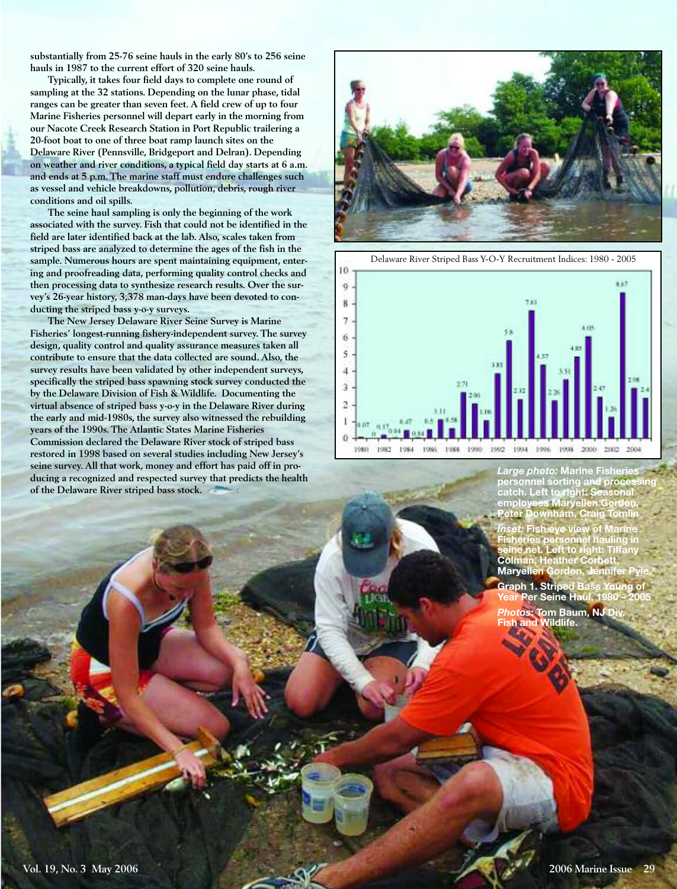substantially from 25-76 seine hauls in the early 80's to 256 seine hauls in 1987 to the current effort of 320 seine hauls.

Typically, it takes four field days to complete one round of sampling at the 32 stations. Depending on the lunar phase, tidal ranges can be greater than seven feet. A field crew of up to four Marine Fisheries personnel will depart early in the morning from our Nacote Creek Research Station in Port Republic trailering a 20-foot boat to one of three boat ramp launch sites on the Delaware River (Pennsville, Bridgeport and Delran). Depending on weather and river conditions, a typical field day starts at 6 a.m. and ends at 5 p.m. The marine staff must endure challenges such as vessel and vehicle breakdowns, pollution, debris, rough river conditions and oil spills.

The seine haul sampling is only the beginning of the work associated with the survey. Fish that could not be identified in the field are later identified back at the lab. Also, scales taken from striped bass are analyzed to determine the ages of the fish in the sample. Numerous hours are spent maintaining equipment, entering and proofreading data, performing quality control checks and then processing data to synthesize research results. Over the survey's 26-year history, 3,378 man-days have been devoted to conducting the striped bass y-o-y surveys.

The New Jersey Delaware River Seine Survey is Marine Fisheries' longest-running fishery-independent survey. The survey design, quality control and quality assurance measures taken all contribute to ensure that the data collected are sound. Also, the survey results have been validated by other independent surveys, specifically the striped bass spawning stock survey conducted the by the Delaware Division of Fish & Wildlife. Documenting the virtual absence of striped bass y-o-y in the Delaware River during the early and mid-1980s, the survey also witnessed the rebuilding years of the 1990s. The Atlantic States Marine Fisheries Commission declared the Delaware River stock of striped bass restored in 1998 based on several studies including New Jersey's seine survey. All that work, money and effort has paid off in producing a recognized and respected survey that predicts the health of the Delaware River striped bass stock.

Delaware River Striped Bass Y-O-Y Recruitment Indices: 1980 - 2005

0.07, 0, 0.17, 0.04, 0.47, 0.04, 0.5, 1.11, 0.58, 2.71, 2.06, 1.06, 3.85, 5.8, 2.32, 7.61, 4.37, 2.26, 3.51, 4.85, 6.05, 2.47, 1.36, 8.67, 2.98, 2.4

0 1 2 3 4 5 6 7 8 9 10

1980 1982 1984 1986 1988 1990 1992 1994 1996 1998 2000 2002 2004

***Large photo:*** **Marine Fisheries personnel sorting and processing catch. Left to right: Seasonal employees Maryellen Gordon, Peter Downham, Craig Tomlin**

***Inset:*** **Fish-eye view of Marine Fisheries personnel hauling in seine net. Left to right: Tiffany Colman, Heather Corbett, Maryellen Gordon, Jennifer Pyle**

**Graph 1. Striped Bass Young of Year Per Seine Haul, 1980 – 2005**

***Photos:*** **Tom Baum, NJ Div. Fish and Wildlife.**